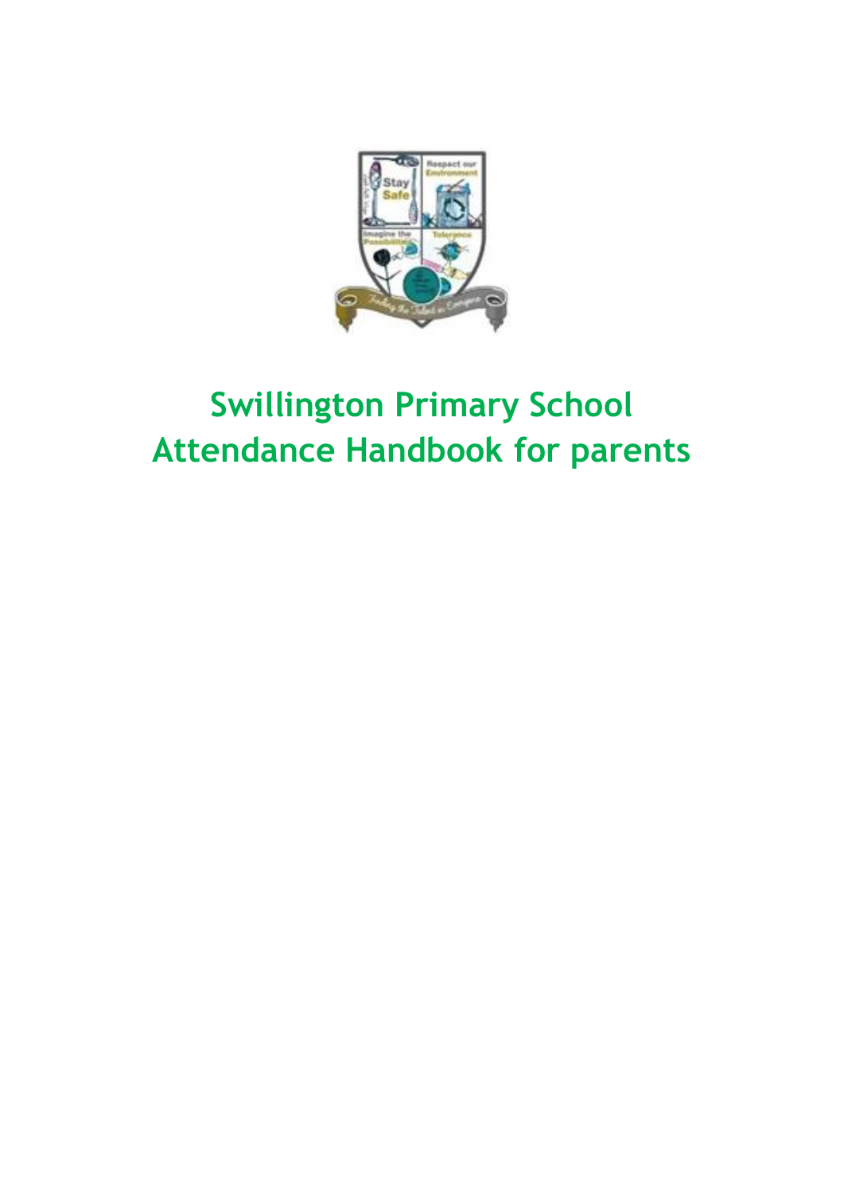# Swillington Primary School
# Attendance Handbook for parents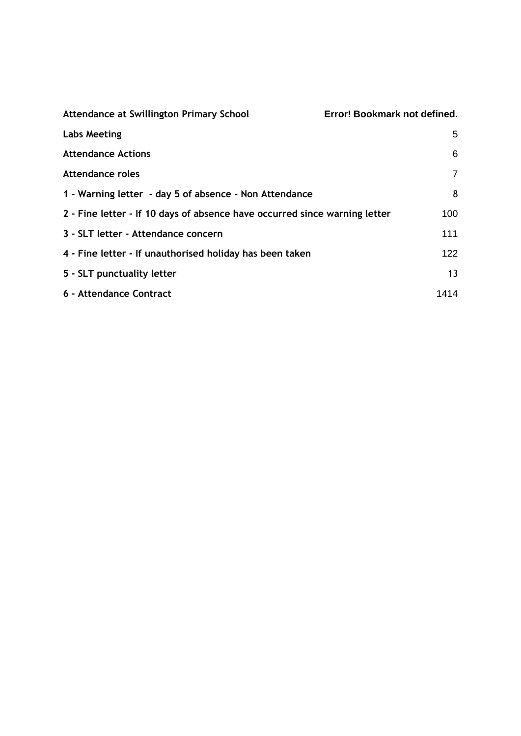| | |
|---|---|
| **Attendance at Swillington Primary School** | **Error! Bookmark not defined.** |
| **Labs Meeting** | 5 |
| **Attendance Actions** | 6 |
| **Attendance roles** | 7 |
| **1 - Warning letter - day 5 of absence - Non Attendance** | 8 |
| **2 - Fine letter - If 10 days of absence have occurred since warning letter** | 100 |
| **3 - SLT letter - Attendance concern** | 111 |
| **4 - Fine letter - If unauthorised holiday has been taken** | 122 |
| **5 - SLT punctuality letter** | 13 |
| **6 - Attendance Contract** | 1414 |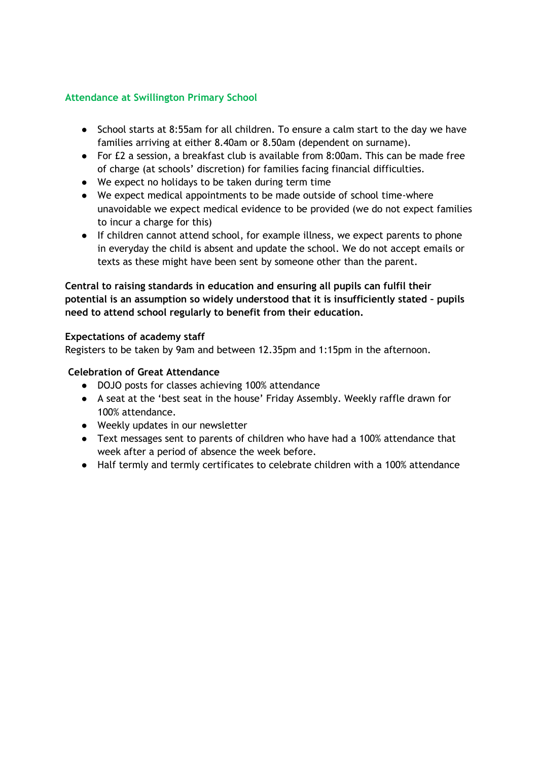## Attendance at Swillington Primary School

- School starts at 8:55am for all children. To ensure a calm start to the day we have families arriving at either 8.40am or 8.50am (dependent on surname).
- For £2 a session, a breakfast club is available from 8:00am. This can be made free of charge (at schools' discretion) for families facing financial difficulties.
- We expect no holidays to be taken during term time
- We expect medical appointments to be made outside of school time-where unavoidable we expect medical evidence to be provided (we do not expect families to incur a charge for this)
- If children cannot attend school, for example illness, we expect parents to phone in everyday the child is absent and update the school. We do not accept emails or texts as these might have been sent by someone other than the parent.

**Central to raising standards in education and ensuring all pupils can fulfil their potential is an assumption so widely understood that it is insufficiently stated – pupils need to attend school regularly to benefit from their education.**

**Expectations of academy staff**

Registers to be taken by 9am and between 12.35pm and 1:15pm in the afternoon.

**Celebration of Great Attendance**

- DOJO posts for classes achieving 100% attendance
- A seat at the 'best seat in the house' Friday Assembly. Weekly raffle drawn for 100% attendance.
- Weekly updates in our newsletter
- Text messages sent to parents of children who have had a 100% attendance that week after a period of absence the week before.
- Half termly and termly certificates to celebrate children with a 100% attendance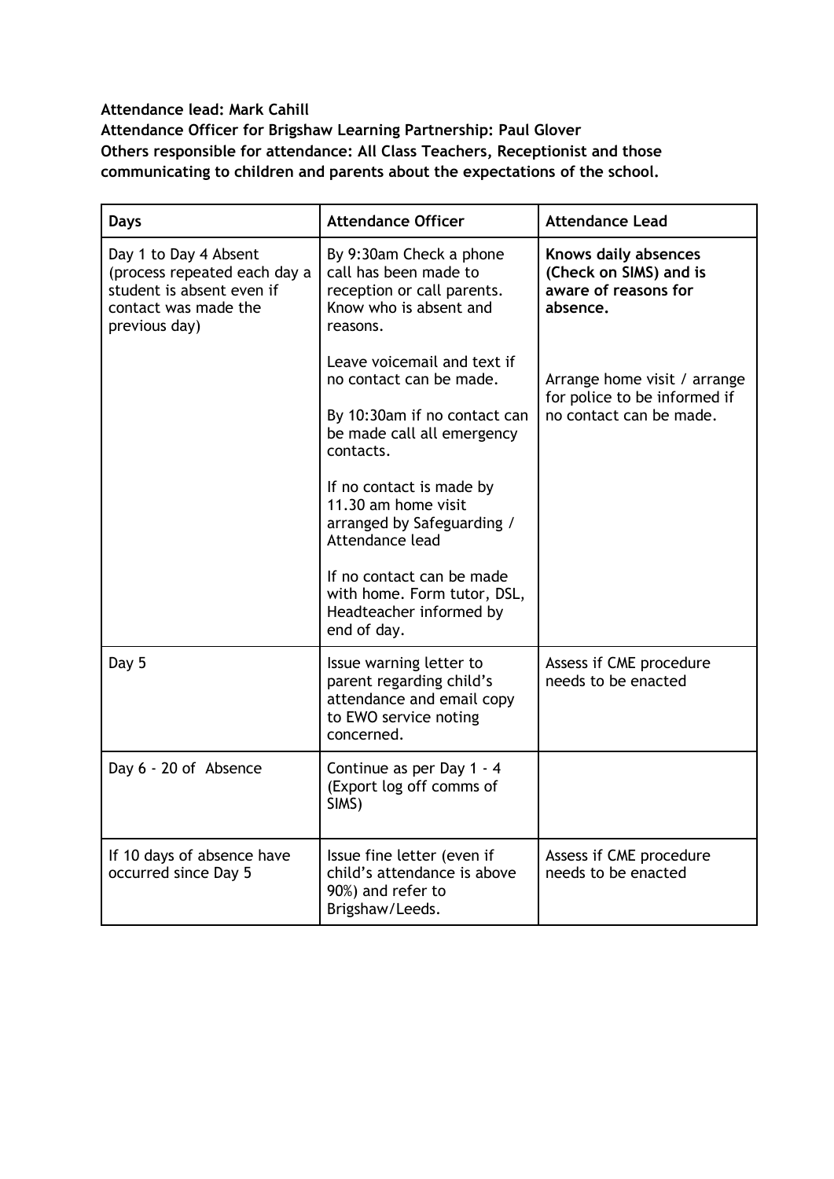**Attendance lead: Mark Cahill**
**Attendance Officer for Brigshaw Learning Partnership: Paul Glover**
**Others responsible for attendance: All Class Teachers, Receptionist and those communicating to children and parents about the expectations of the school.**

| Days | Attendance Officer | Attendance Lead |
|---|---|---|
| Day 1 to Day 4 Absent (process repeated each day a student is absent even if contact was made the previous day) | By 9:30am Check a phone call has been made to reception or call parents. Know who is absent and reasons.<br><br>Leave voicemail and text if no contact can be made.<br><br>By 10:30am if no contact can be made call all emergency contacts.<br><br>If no contact is made by 11.30 am home visit arranged by Safeguarding / Attendance lead<br><br>If no contact can be made with home. Form tutor, DSL, Headteacher informed by end of day. | **Knows daily absences (Check on SIMS) and is aware of reasons for absence.**<br><br>Arrange home visit / arrange for police to be informed if no contact can be made. |
| Day 5 | Issue warning letter to parent regarding child's attendance and email copy to EWO service noting concerned. | Assess if CME procedure needs to be enacted |
| Day 6 - 20 of Absence | Continue as per Day 1 - 4 (Export log off comms of SIMS) | |
| If 10 days of absence have occurred since Day 5 | Issue fine letter (even if child's attendance is above 90%) and refer to Brigshaw/Leeds. | Assess if CME procedure needs to be enacted |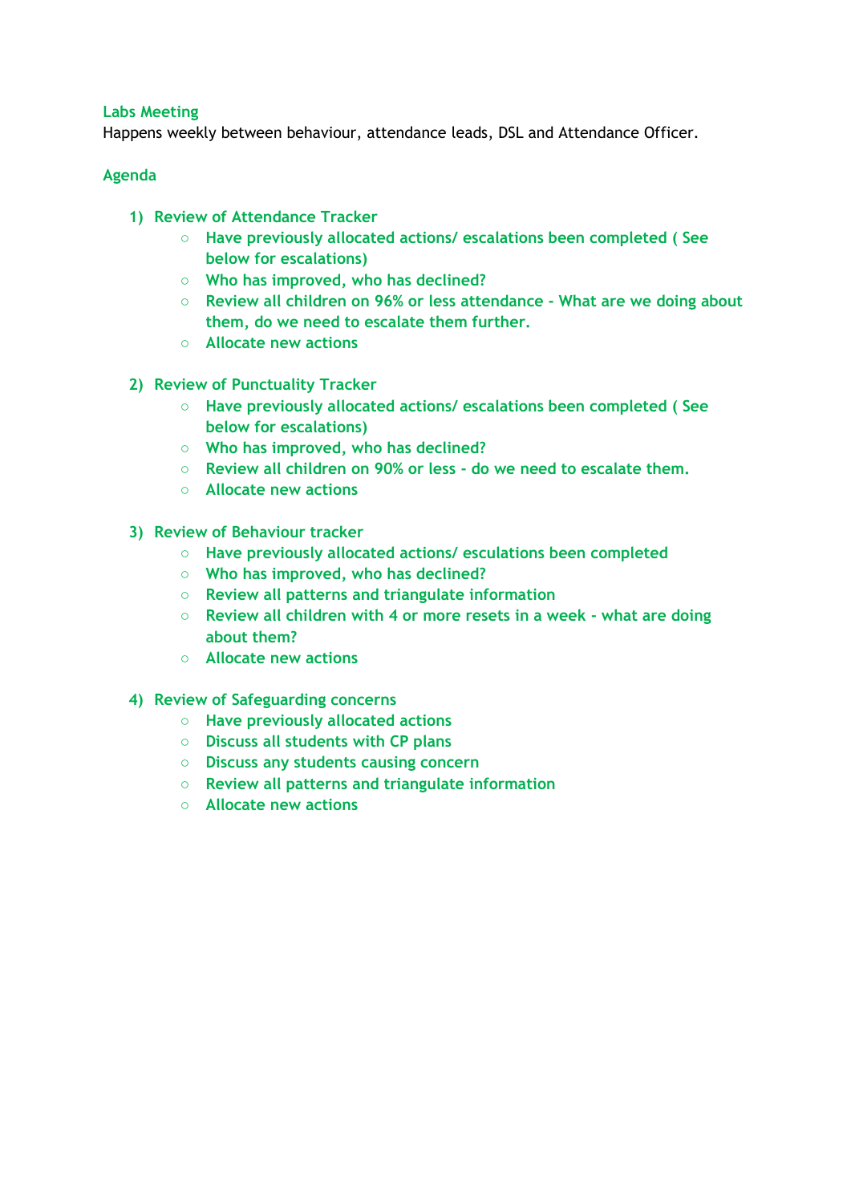## Labs Meeting

Happens weekly between behaviour, attendance leads, DSL and Attendance Officer.

### Agenda

1) **Review of Attendance Tracker**
    - Have previously allocated actions/ escalations been completed ( See below for escalations)
    - Who has improved, who has declined?
    - Review all children on 96% or less attendance - What are we doing about them, do we need to escalate them further.
    - Allocate new actions

2) **Review of Punctuality Tracker**
    - Have previously allocated actions/ escalations been completed ( See below for escalations)
    - Who has improved, who has declined?
    - Review all children on 90% or less - do we need to escalate them.
    - Allocate new actions

3) **Review of Behaviour tracker**
    - Have previously allocated actions/ esculations been completed
    - Who has improved, who has declined?
    - Review all patterns and triangulate information
    - Review all children with 4 or more resets in a week - what are doing about them?
    - Allocate new actions

4) **Review of Safeguarding concerns**
    - Have previously allocated actions
    - Discuss all students with CP plans
    - Discuss any students causing concern
    - Review all patterns and triangulate information
    - Allocate new actions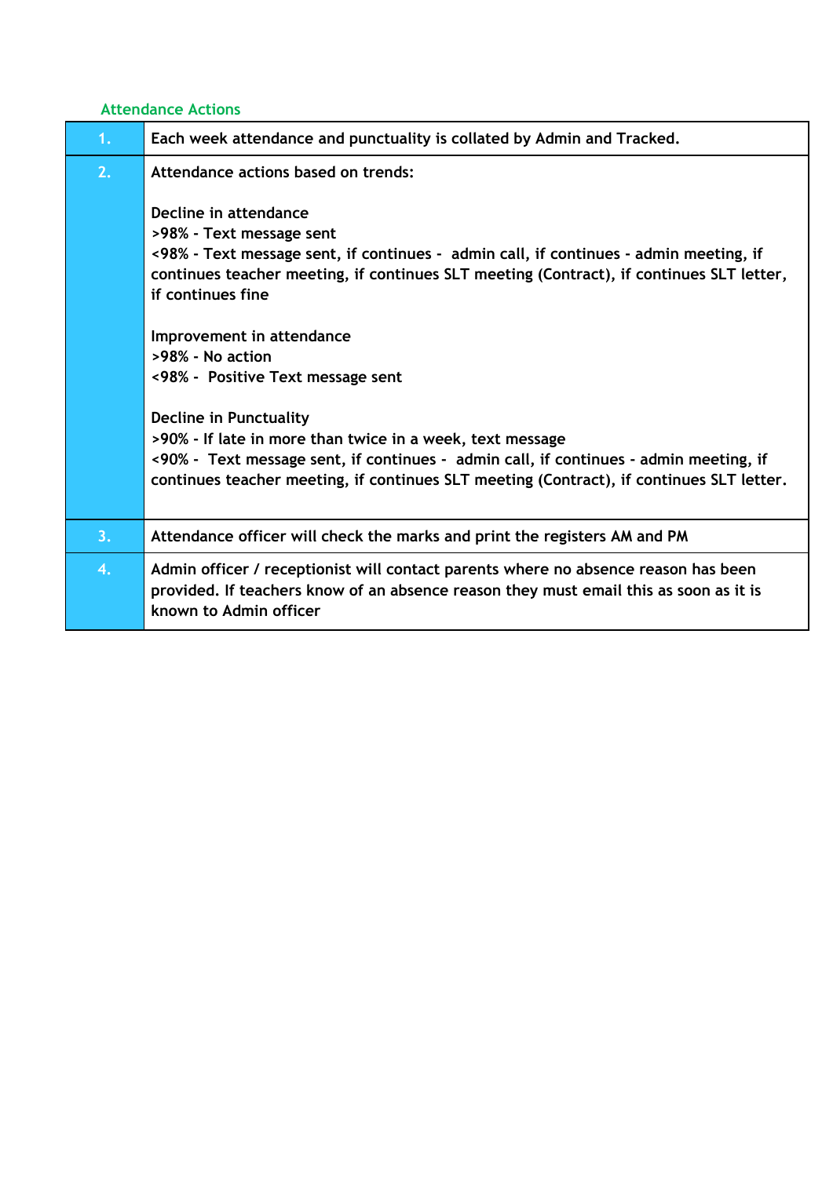## Attendance Actions

| | |
|---|---|
| 1. | Each week attendance and punctuality is collated by Admin and Tracked. |
| 2. | Attendance actions based on trends:<br><br>Decline in attendance<br>>98% - Text message sent<br><98% - Text message sent, if continues - admin call, if continues - admin meeting, if continues teacher meeting, if continues SLT meeting (Contract), if continues SLT letter, if continues fine<br><br>Improvement in attendance<br>>98% - No action<br><98% - Positive Text message sent<br><br>Decline in Punctuality<br>>90% - If late in more than twice in a week, text message<br><90% - Text message sent, if continues - admin call, if continues - admin meeting, if continues teacher meeting, if continues SLT meeting (Contract), if continues SLT letter. |
| 3. | Attendance officer will check the marks and print the registers AM and PM |
| 4. | Admin officer / receptionist will contact parents where no absence reason has been provided. If teachers know of an absence reason they must email this as soon as it is known to Admin officer |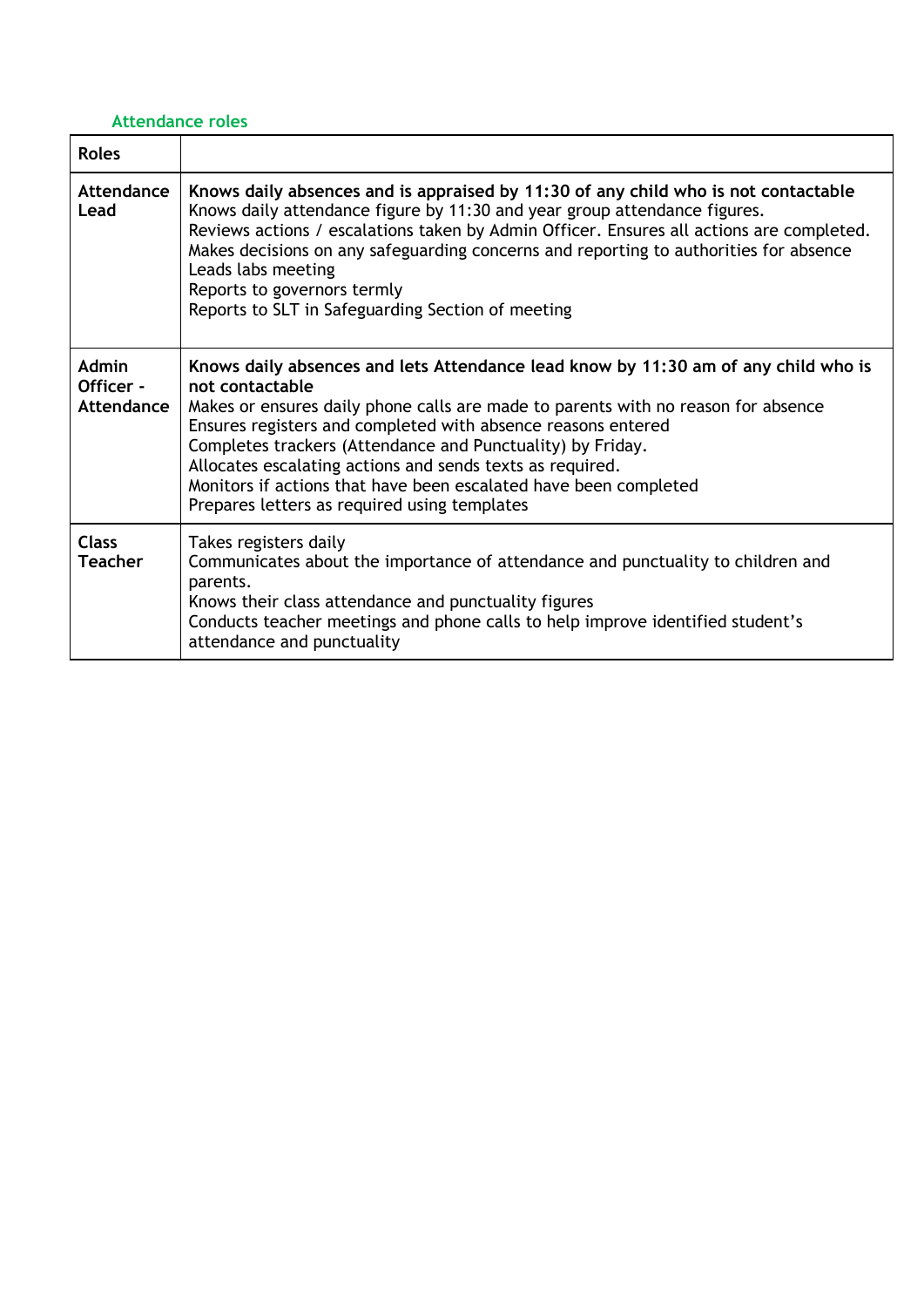### Attendance roles

| Roles | |
|---|---|
| **Attendance Lead** | **Knows daily absences and is appraised by 11:30 of any child who is not contactable**<br>Knows daily attendance figure by 11:30 and year group attendance figures.<br>Reviews actions / escalations taken by Admin Officer. Ensures all actions are completed.<br>Makes decisions on any safeguarding concerns and reporting to authorities for absence<br>Leads labs meeting<br>Reports to governors termly<br>Reports to SLT in Safeguarding Section of meeting |
| **Admin Officer - Attendance** | **Knows daily absences and lets Attendance lead know by 11:30 am of any child who is not contactable**<br>Makes or ensures daily phone calls are made to parents with no reason for absence<br>Ensures registers and completed with absence reasons entered<br>Completes trackers (Attendance and Punctuality) by Friday.<br>Allocates escalating actions and sends texts as required.<br>Monitors if actions that have been escalated have been completed<br>Prepares letters as required using templates |
| **Class Teacher** | Takes registers daily<br>Communicates about the importance of attendance and punctuality to children and parents.<br>Knows their class attendance and punctuality figures<br>Conducts teacher meetings and phone calls to help improve identified student's attendance and punctuality |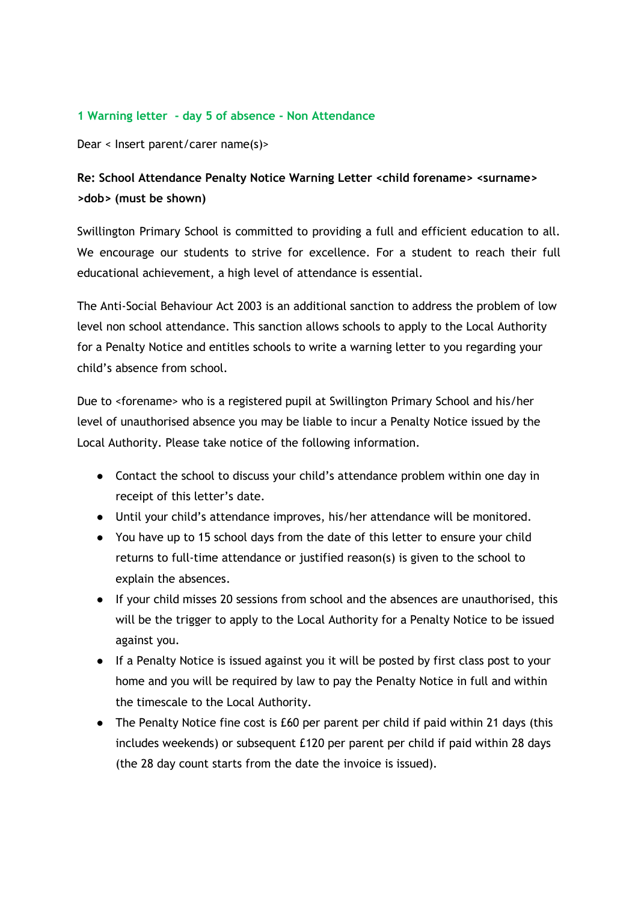### 1 Warning letter - day 5 of absence - Non Attendance

Dear < Insert parent/carer name(s)>

**Re: School Attendance Penalty Notice Warning Letter <child forename> <surname> >dob> (must be shown)**

Swillington Primary School is committed to providing a full and efficient education to all. We encourage our students to strive for excellence. For a student to reach their full educational achievement, a high level of attendance is essential.

The Anti-Social Behaviour Act 2003 is an additional sanction to address the problem of low level non school attendance. This sanction allows schools to apply to the Local Authority for a Penalty Notice and entitles schools to write a warning letter to you regarding your child's absence from school.

Due to <forename> who is a registered pupil at Swillington Primary School and his/her level of unauthorised absence you may be liable to incur a Penalty Notice issued by the Local Authority. Please take notice of the following information.

- Contact the school to discuss your child's attendance problem within one day in receipt of this letter's date.
- Until your child's attendance improves, his/her attendance will be monitored.
- You have up to 15 school days from the date of this letter to ensure your child returns to full-time attendance or justified reason(s) is given to the school to explain the absences.
- If your child misses 20 sessions from school and the absences are unauthorised, this will be the trigger to apply to the Local Authority for a Penalty Notice to be issued against you.
- If a Penalty Notice is issued against you it will be posted by first class post to your home and you will be required by law to pay the Penalty Notice in full and within the timescale to the Local Authority.
- The Penalty Notice fine cost is £60 per parent per child if paid within 21 days (this includes weekends) or subsequent £120 per parent per child if paid within 28 days (the 28 day count starts from the date the invoice is issued).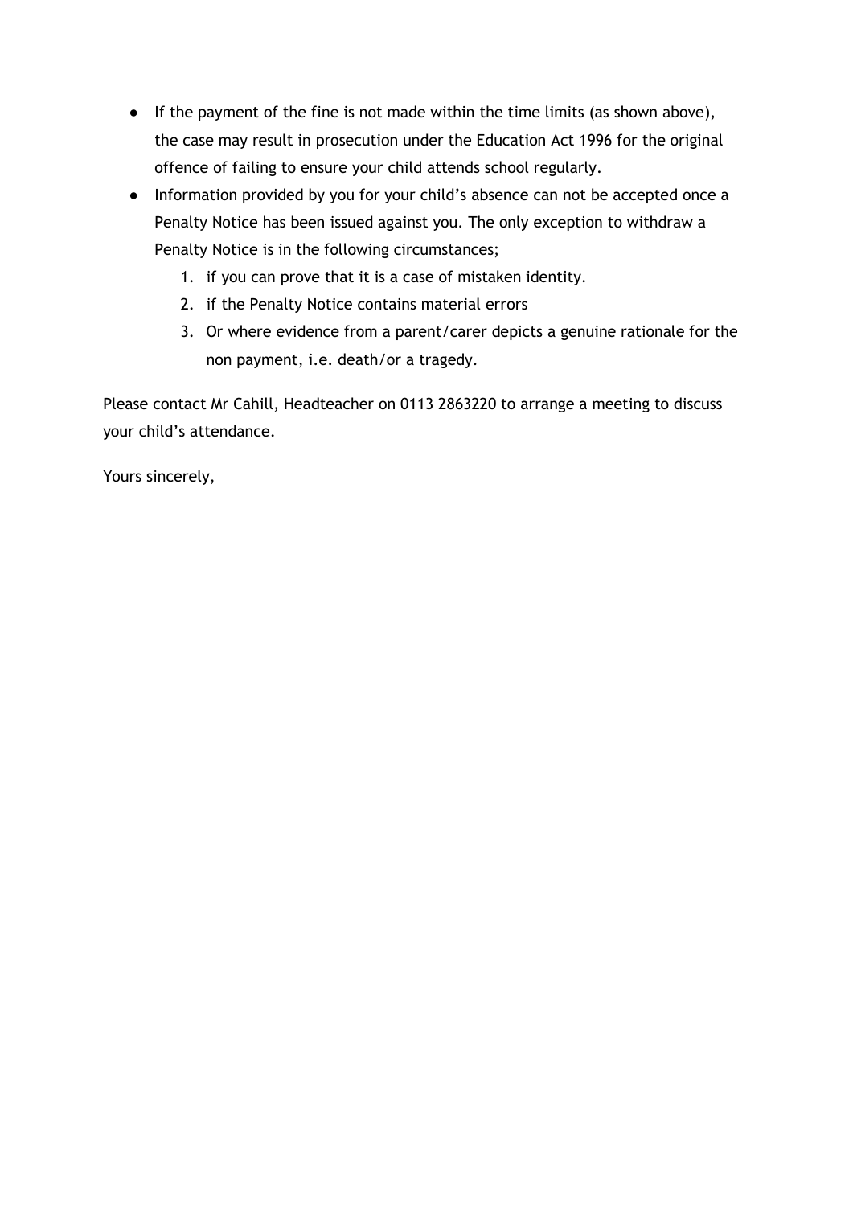- If the payment of the fine is not made within the time limits (as shown above), the case may result in prosecution under the Education Act 1996 for the original offence of failing to ensure your child attends school regularly.
- Information provided by you for your child's absence can not be accepted once a Penalty Notice has been issued against you. The only exception to withdraw a Penalty Notice is in the following circumstances;
    1. if you can prove that it is a case of mistaken identity.
    2. if the Penalty Notice contains material errors
    3. Or where evidence from a parent/carer depicts a genuine rationale for the non payment, i.e. death/or a tragedy.

Please contact Mr Cahill, Headteacher on 0113 2863220 to arrange a meeting to discuss your child's attendance.

Yours sincerely,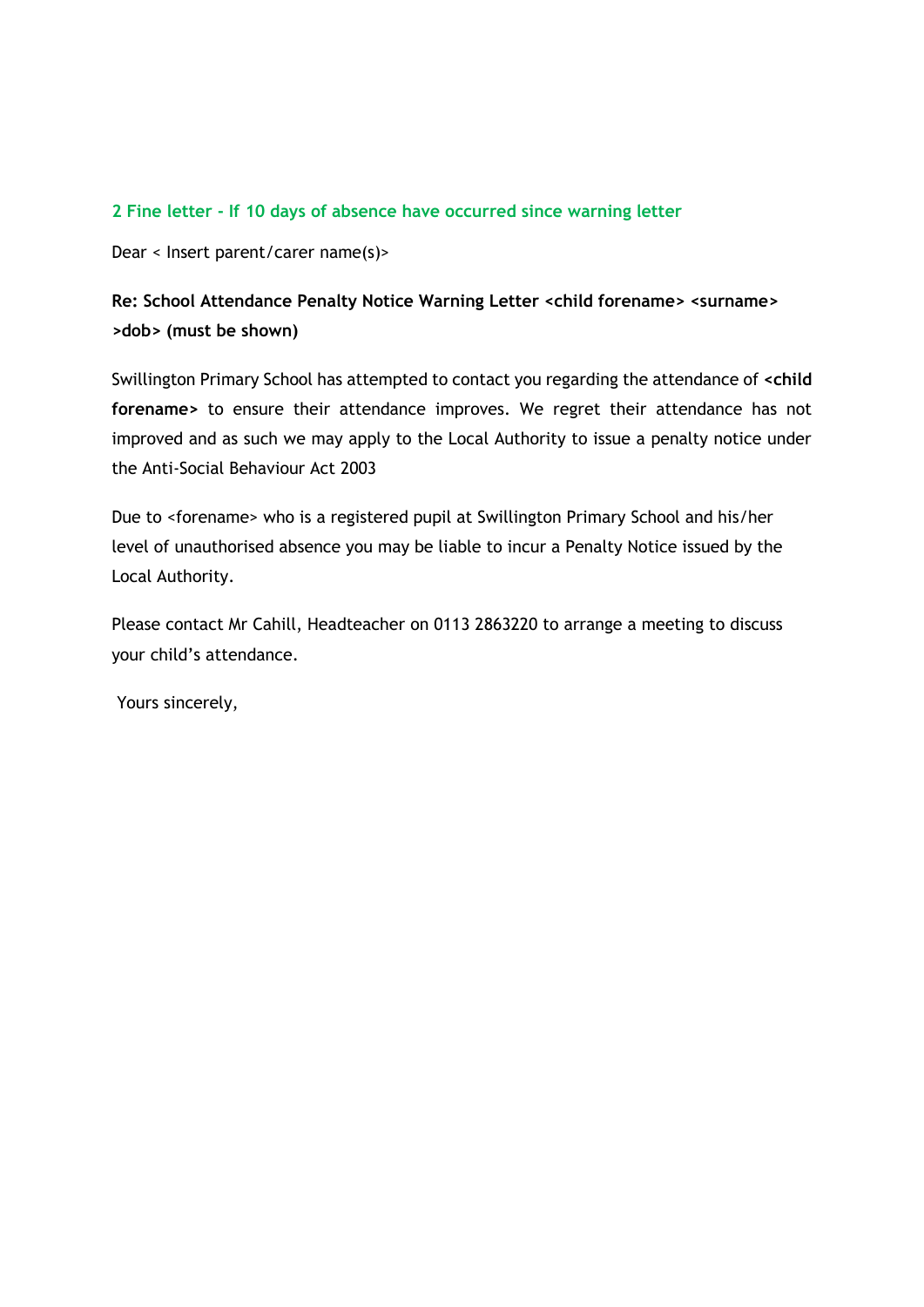## 2 Fine letter - If 10 days of absence have occurred since warning letter

Dear < Insert parent/carer name(s)>

**Re: School Attendance Penalty Notice Warning Letter <child forename> <surname> >dob> (must be shown)**

Swillington Primary School has attempted to contact you regarding the attendance of **<child forename>** to ensure their attendance improves. We regret their attendance has not improved and as such we may apply to the Local Authority to issue a penalty notice under the Anti-Social Behaviour Act 2003

Due to <forename> who is a registered pupil at Swillington Primary School and his/her level of unauthorised absence you may be liable to incur a Penalty Notice issued by the Local Authority.

Please contact Mr Cahill, Headteacher on 0113 2863220 to arrange a meeting to discuss your child's attendance.

Yours sincerely,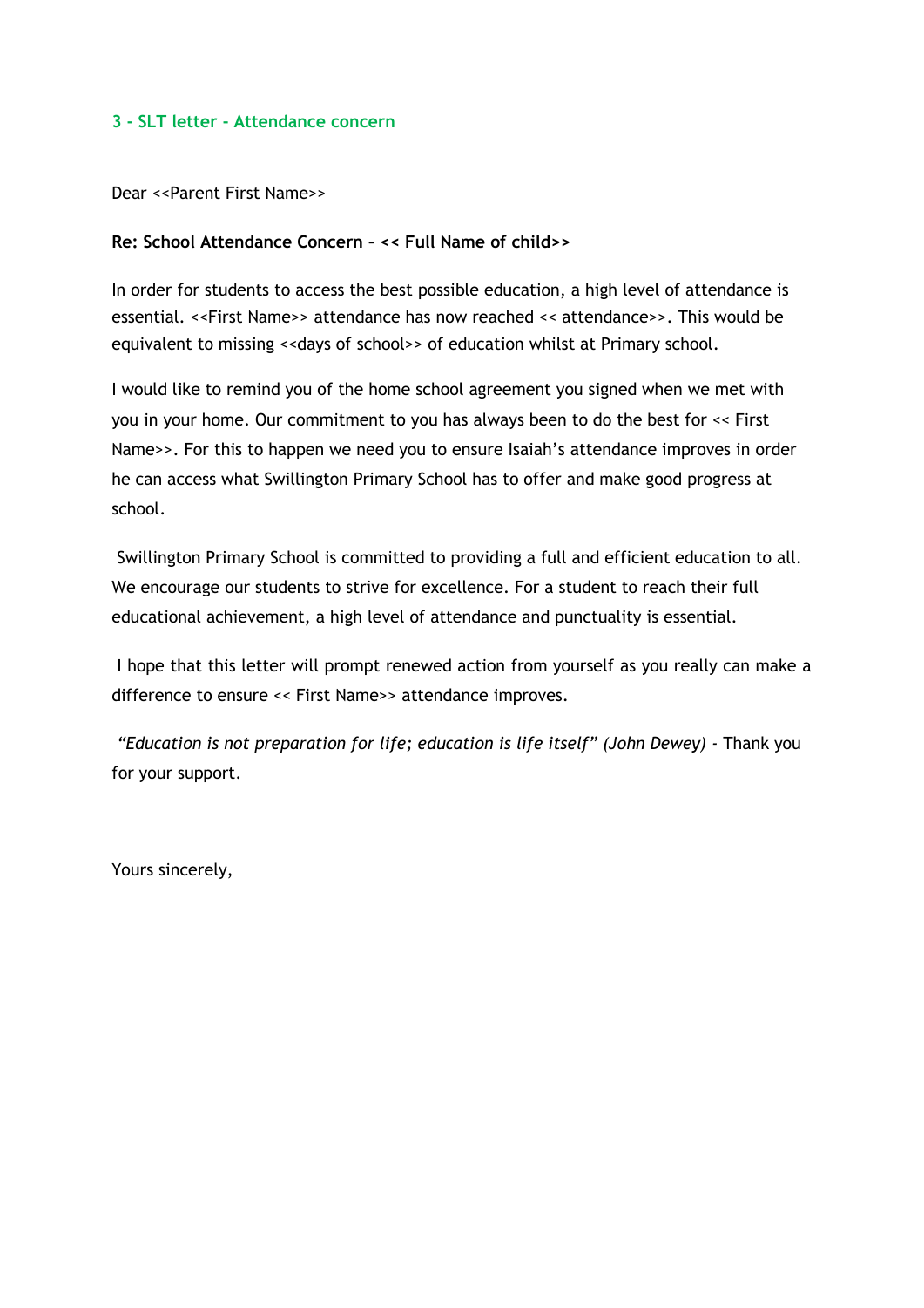### 3 - SLT letter - Attendance concern

Dear <<Parent First Name>>

**Re: School Attendance Concern – << Full Name of child>>**

In order for students to access the best possible education, a high level of attendance is essential. <<First Name>> attendance has now reached << attendance>>. This would be equivalent to missing <<days of school>> of education whilst at Primary school.

I would like to remind you of the home school agreement you signed when we met with you in your home. Our commitment to you has always been to do the best for << First Name>>. For this to happen we need you to ensure Isaiah's attendance improves in order he can access what Swillington Primary School has to offer and make good progress at school.

Swillington Primary School is committed to providing a full and efficient education to all. We encourage our students to strive for excellence. For a student to reach their full educational achievement, a high level of attendance and punctuality is essential.

I hope that this letter will prompt renewed action from yourself as you really can make a difference to ensure << First Name>> attendance improves.

*"Education is not preparation for life; education is life itself" (John Dewey)* - Thank you for your support.

Yours sincerely,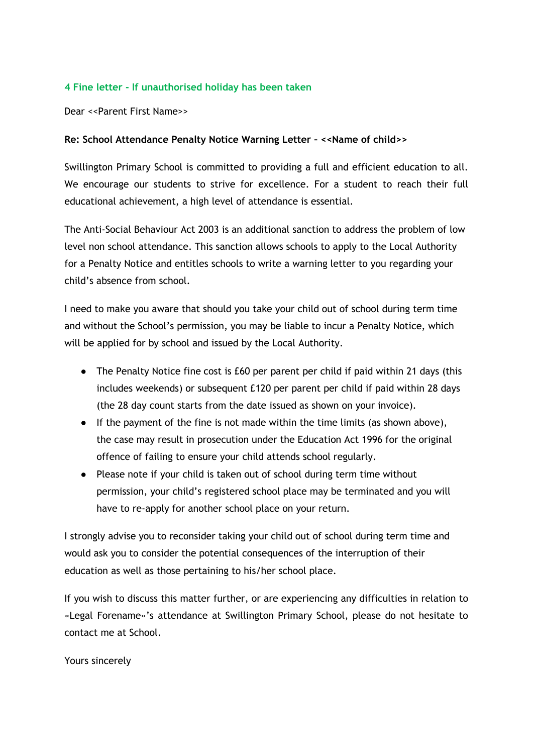### 4 Fine letter - If unauthorised holiday has been taken

Dear <<Parent First Name>>

**Re: School Attendance Penalty Notice Warning Letter – <<Name of child>>**

Swillington Primary School is committed to providing a full and efficient education to all. We encourage our students to strive for excellence. For a student to reach their full educational achievement, a high level of attendance is essential.

The Anti-Social Behaviour Act 2003 is an additional sanction to address the problem of low level non school attendance. This sanction allows schools to apply to the Local Authority for a Penalty Notice and entitles schools to write a warning letter to you regarding your child's absence from school.

I need to make you aware that should you take your child out of school during term time and without the School's permission, you may be liable to incur a Penalty Notice, which will be applied for by school and issued by the Local Authority.

- The Penalty Notice fine cost is £60 per parent per child if paid within 21 days (this includes weekends) or subsequent £120 per parent per child if paid within 28 days (the 28 day count starts from the date issued as shown on your invoice).
- If the payment of the fine is not made within the time limits (as shown above), the case may result in prosecution under the Education Act 1996 for the original offence of failing to ensure your child attends school regularly.
- Please note if your child is taken out of school during term time without permission, your child's registered school place may be terminated and you will have to re-apply for another school place on your return.

I strongly advise you to reconsider taking your child out of school during term time and would ask you to consider the potential consequences of the interruption of their education as well as those pertaining to his/her school place.

If you wish to discuss this matter further, or are experiencing any difficulties in relation to «Legal Forename»'s attendance at Swillington Primary School, please do not hesitate to contact me at School.

Yours sincerely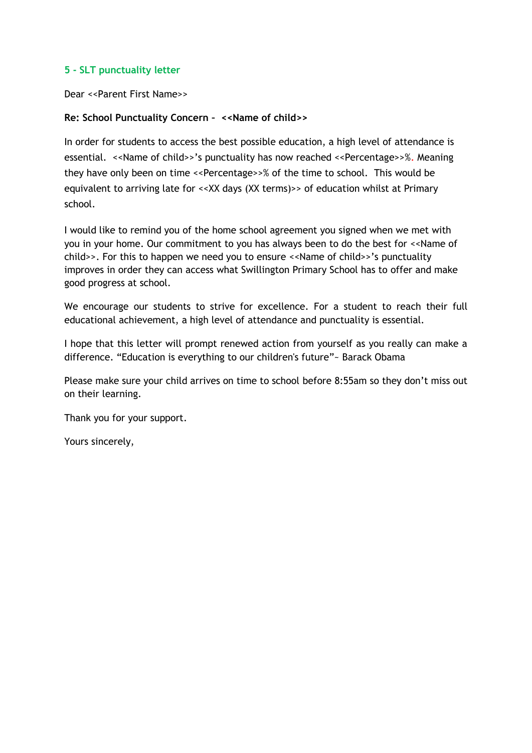## 5 - SLT punctuality letter

Dear <<Parent First Name>>

**Re: School Punctuality Concern – <<Name of child>>**

In order for students to access the best possible education, a high level of attendance is essential. <<Name of child>>'s punctuality has now reached <<Percentage>>%. Meaning they have only been on time <<Percentage>>% of the time to school. This would be equivalent to arriving late for <<XX days (XX terms)>> of education whilst at Primary school.

I would like to remind you of the home school agreement you signed when we met with you in your home. Our commitment to you has always been to do the best for <<Name of child>>. For this to happen we need you to ensure <<Name of child>>'s punctuality improves in order they can access what Swillington Primary School has to offer and make good progress at school.

We encourage our students to strive for excellence. For a student to reach their full educational achievement, a high level of attendance and punctuality is essential.

I hope that this letter will prompt renewed action from yourself as you really can make a difference. "Education is everything to our children's future"~ Barack Obama

Please make sure your child arrives on time to school before 8:55am so they don't miss out on their learning.

Thank you for your support.

Yours sincerely,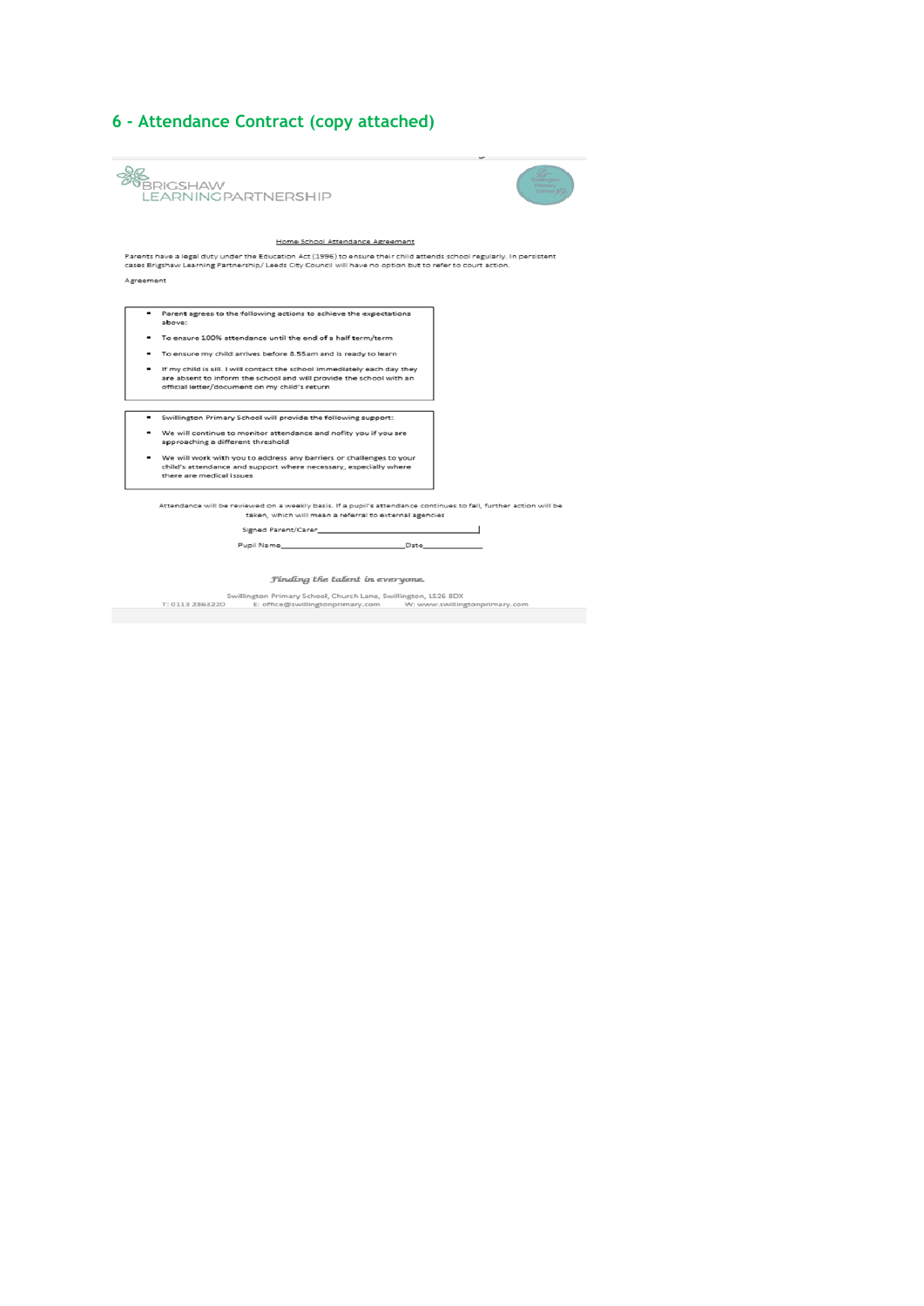## 6 - Attendance Contract (copy attached)

BRIGSHAW
LEARNINGPARTNERSHIP

Home School Attendance Agreement

Parents have a legal duty under the Education Act (1996) to ensure their child attends school regularly. In persistent cases Brigshaw Learning Partnership/ Leeds City Council will have no option but to refer to court action.

Agreement

- Parent agrees to the following actions to achieve the expectations above:
- To ensure 100% attendance until the end of a half term/term
- To ensure my child arrives before 8.55am and is ready to learn
- If my child is sill. I will contact the school immediately each day they are absent to inform the school and will provide the school with an official letter/document on my child's return

- Swillington Primary School will provide the following support:
- We will continue to monitor attendance and nofity you if you are approaching a different threshold
- We will work with you to address any barriers or challenges to your child's attendance and support where necessary, especially where there are medical issues

Attendance will be reviewed on a weekly basis. If a pupil's attendance continues to fall, further action will be taken, which will mean a referral to external agencies

Signed Parent/Carer\_\_\_\_\_\_\_\_\_\_\_\_\_\_\_\_\_\_\_\_\_\_\_\_\_\_\_\_\_\_\_\_

Pupil Name\_\_\_\_\_\_\_\_\_\_\_\_\_\_\_\_\_\_\_\_\_\_\_\_\_\_Date\_\_\_\_\_\_\_\_\_\_\_\_

*Finding the talent in everyone.*

Swillington Primary School, Church Lane, Swillington, LS26 8DX
T: 0113 2863220 E: office@swillingtonprimary.com W: www.swillingtonprimary.com